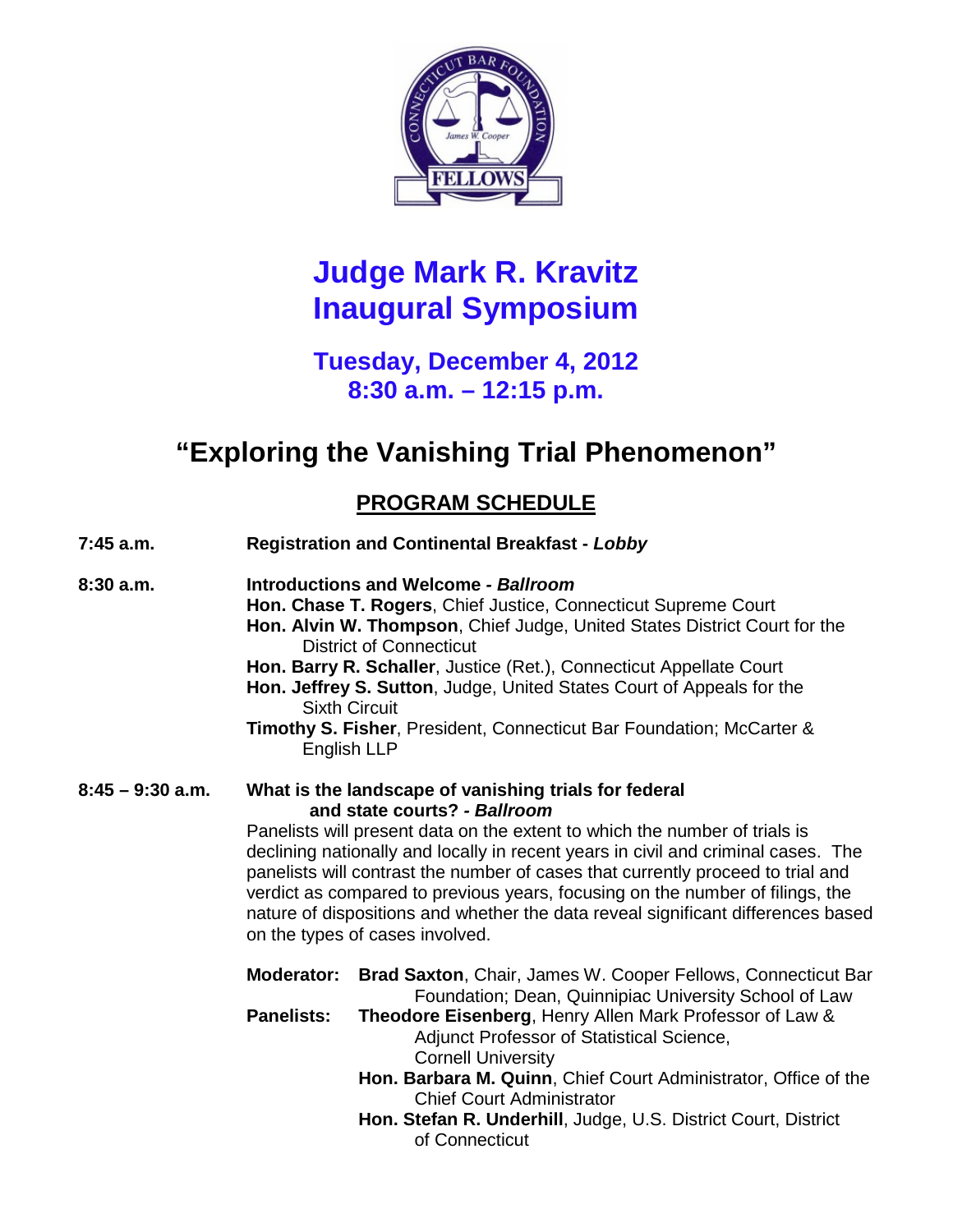# Judge Mark R. Kravitz Inaugural Symposium

## Tuesday, December 4, 2012
## 8:30 a.m. – 12:15 p.m.

# "Exploring the Vanishing Trial Phenomenon"

## PROGRAM SCHEDULE

**7:45 a.m.** — **Registration and Continental Breakfast - *Lobby***

**8:30 a.m.** — **Introductions and Welcome - *Ballroom***

**Hon. Chase T. Rogers**, Chief Justice, Connecticut Supreme Court
**Hon. Alvin W. Thompson**, Chief Judge, United States District Court for the District of Connecticut
**Hon. Barry R. Schaller**, Justice (Ret.), Connecticut Appellate Court
**Hon. Jeffrey S. Sutton**, Judge, United States Court of Appeals for the Sixth Circuit
**Timothy S. Fisher**, President, Connecticut Bar Foundation; McCarter & English LLP

**8:45 – 9:30 a.m.** — **What is the landscape of vanishing trials for federal and state courts? - *Ballroom***

Panelists will present data on the extent to which the number of trials is declining nationally and locally in recent years in civil and criminal cases. The panelists will contrast the number of cases that currently proceed to trial and verdict as compared to previous years, focusing on the number of filings, the nature of dispositions and whether the data reveal significant differences based on the types of cases involved.

**Moderator:** **Brad Saxton**, Chair, James W. Cooper Fellows, Connecticut Bar Foundation; Dean, Quinnipiac University School of Law

**Panelists:**
**Theodore Eisenberg**, Henry Allen Mark Professor of Law & Adjunct Professor of Statistical Science, Cornell University
**Hon. Barbara M. Quinn**, Chief Court Administrator, Office of the Chief Court Administrator
**Hon. Stefan R. Underhill**, Judge, U.S. District Court, District of Connecticut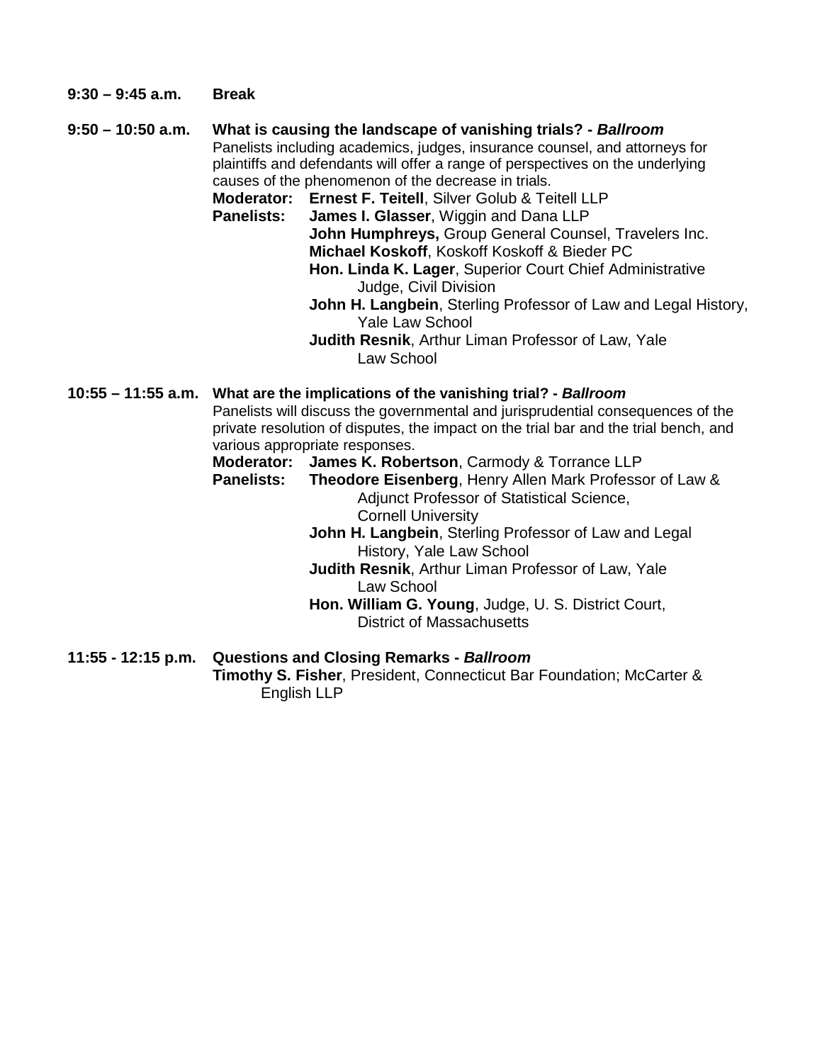**9:30 – 9:45 a.m.** **Break**

**9:50 – 10:50 a.m.** **What is causing the landscape of vanishing trials? -** ***Ballroom***

Panelists including academics, judges, insurance counsel, and attorneys for plaintiffs and defendants will offer a range of perspectives on the underlying causes of the phenomenon of the decrease in trials.

**Moderator:** **Ernest F. Teitell**, Silver Golub & Teitell LLP

**Panelists:**
- **James I. Glasser**, Wiggin and Dana LLP
- **John Humphreys,** Group General Counsel, Travelers Inc.
- **Michael Koskoff**, Koskoff Koskoff & Bieder PC
- **Hon. Linda K. Lager**, Superior Court Chief Administrative Judge, Civil Division
- **John H. Langbein**, Sterling Professor of Law and Legal History, Yale Law School
- **Judith Resnik**, Arthur Liman Professor of Law, Yale Law School

**10:55 – 11:55 a.m.** **What are the implications of the vanishing trial? -** ***Ballroom***

Panelists will discuss the governmental and jurisprudential consequences of the private resolution of disputes, the impact on the trial bar and the trial bench, and various appropriate responses.

**Moderator:** **James K. Robertson**, Carmody & Torrance LLP

**Panelists:**
- **Theodore Eisenberg**, Henry Allen Mark Professor of Law & Adjunct Professor of Statistical Science, Cornell University
- **John H. Langbein**, Sterling Professor of Law and Legal History, Yale Law School
- **Judith Resnik**, Arthur Liman Professor of Law, Yale Law School
- **Hon. William G. Young**, Judge, U. S. District Court, District of Massachusetts

**11:55 - 12:15 p.m.** **Questions and Closing Remarks -** ***Ballroom***

**Timothy S. Fisher**, President, Connecticut Bar Foundation; McCarter & English LLP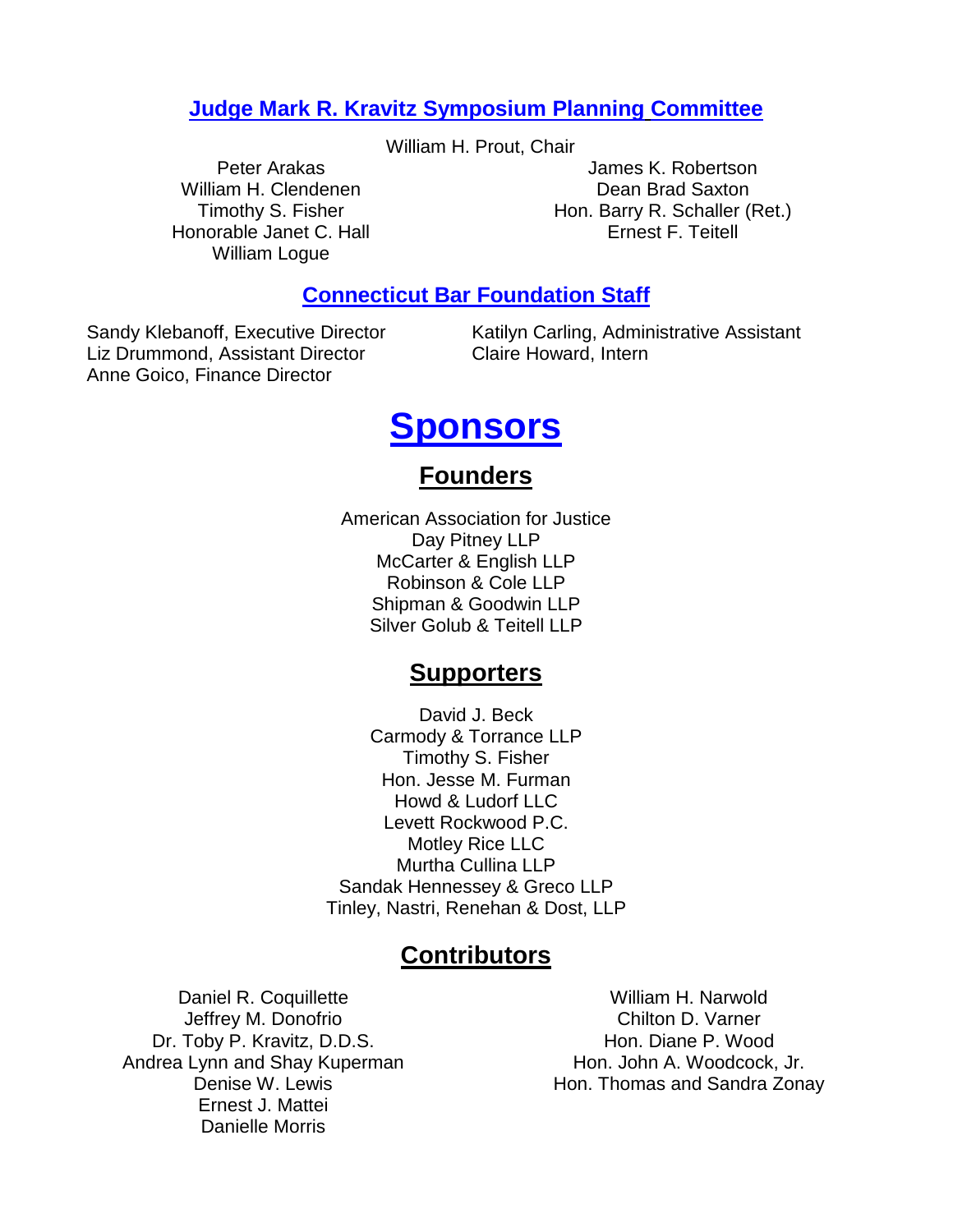## Judge Mark R. Kravitz Symposium Planning Committee

William H. Prout, Chair

Peter Arakas
William H. Clendenen
Timothy S. Fisher
Honorable Janet C. Hall
William Logue
James K. Robertson
Dean Brad Saxton
Hon. Barry R. Schaller (Ret.)
Ernest F. Teitell

## Connecticut Bar Foundation Staff

Sandy Klebanoff, Executive Director
Liz Drummond, Assistant Director
Anne Goico, Finance Director
Katilyn Carling, Administrative Assistant
Claire Howard, Intern

# Sponsors

## Founders

American Association for Justice
Day Pitney LLP
McCarter & English LLP
Robinson & Cole LLP
Shipman & Goodwin LLP
Silver Golub & Teitell LLP

## Supporters

David J. Beck
Carmody & Torrance LLP
Timothy S. Fisher
Hon. Jesse M. Furman
Howd & Ludorf LLC
Levett Rockwood P.C.
Motley Rice LLC
Murtha Cullina LLP
Sandak Hennessey & Greco LLP
Tinley, Nastri, Renehan & Dost, LLP

## Contributors

Daniel R. Coquillette
Jeffrey M. Donofrio
Dr. Toby P. Kravitz, D.D.S.
Andrea Lynn and Shay Kuperman
Denise W. Lewis
Ernest J. Mattei
Danielle Morris
William H. Narwold
Chilton D. Varner
Hon. Diane P. Wood
Hon. John A. Woodcock, Jr.
Hon. Thomas and Sandra Zonay